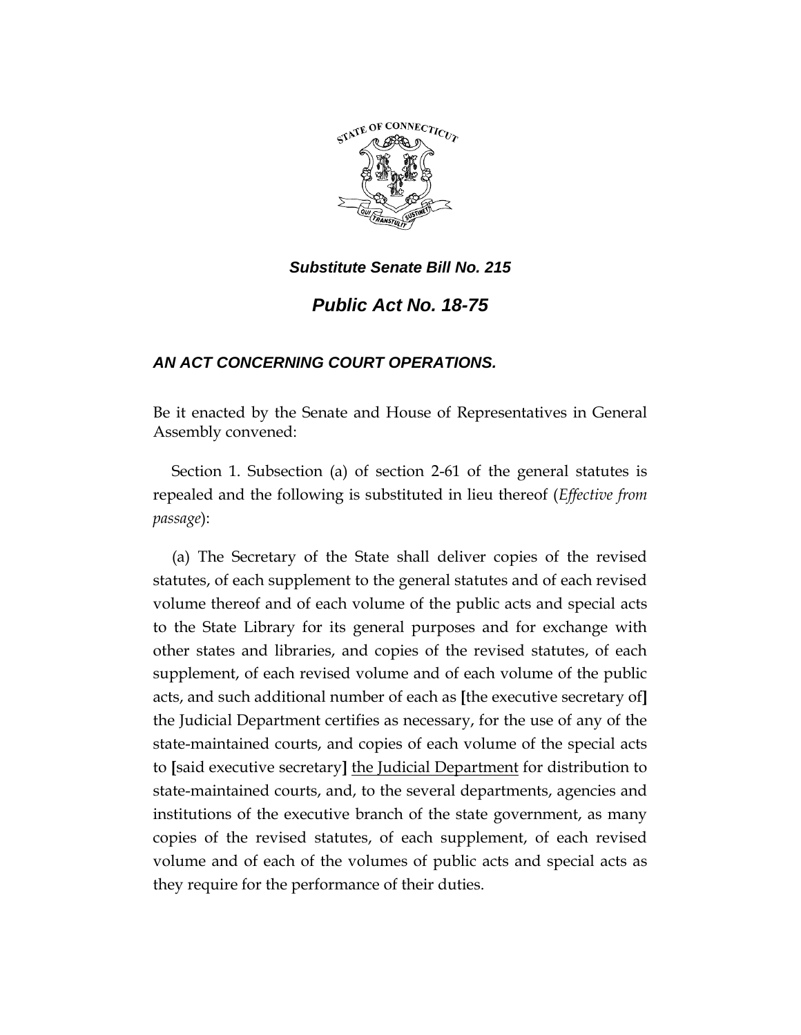***Substitute Senate Bill No. 215***

# ***Public Act No. 18-75***

## ***AN ACT CONCERNING COURT OPERATIONS.***

Be it enacted by the Senate and House of Representatives in General Assembly convened:

Section 1. Subsection (a) of section 2-61 of the general statutes is repealed and the following is substituted in lieu thereof (*Effective from passage*):

(a) The Secretary of the State shall deliver copies of the revised statutes, of each supplement to the general statutes and of each revised volume thereof and of each volume of the public acts and special acts to the State Library for its general purposes and for exchange with other states and libraries, and copies of the revised statutes, of each supplement, of each revised volume and of each volume of the public acts, and such additional number of each as **[**the executive secretary of**]** the Judicial Department certifies as necessary, for the use of any of the state-maintained courts, and copies of each volume of the special acts to **[**said executive secretary**]** <u>the Judicial Department</u> for distribution to state-maintained courts, and, to the several departments, agencies and institutions of the executive branch of the state government, as many copies of the revised statutes, of each supplement, of each revised volume and of each of the volumes of public acts and special acts as they require for the performance of their duties.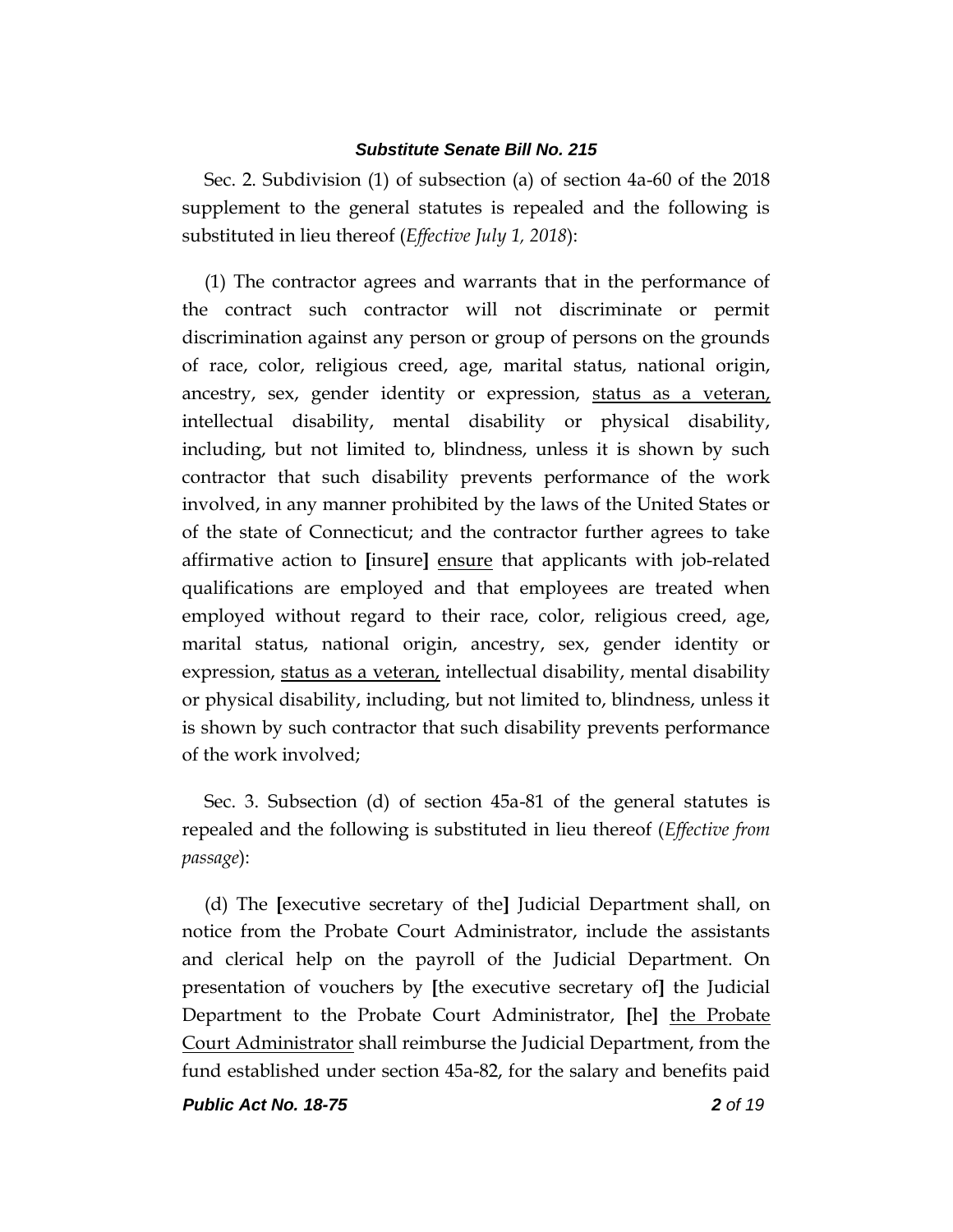Sec. 2. Subdivision (1) of subsection (a) of section 4a-60 of the 2018 supplement to the general statutes is repealed and the following is substituted in lieu thereof (*Effective July 1, 2018*):

(1) The contractor agrees and warrants that in the performance of the contract such contractor will not discriminate or permit discrimination against any person or group of persons on the grounds of race, color, religious creed, age, marital status, national origin, ancestry, sex, gender identity or expression, <u>status as a veteran,</u> intellectual disability, mental disability or physical disability, including, but not limited to, blindness, unless it is shown by such contractor that such disability prevents performance of the work involved, in any manner prohibited by the laws of the United States or of the state of Connecticut; and the contractor further agrees to take affirmative action to **[**insure**]** <u>ensure</u> that applicants with job-related qualifications are employed and that employees are treated when employed without regard to their race, color, religious creed, age, marital status, national origin, ancestry, sex, gender identity or expression, <u>status as a veteran,</u> intellectual disability, mental disability or physical disability, including, but not limited to, blindness, unless it is shown by such contractor that such disability prevents performance of the work involved;

Sec. 3. Subsection (d) of section 45a-81 of the general statutes is repealed and the following is substituted in lieu thereof (*Effective from passage*):

(d) The **[**executive secretary of the**]** Judicial Department shall, on notice from the Probate Court Administrator, include the assistants and clerical help on the payroll of the Judicial Department. On presentation of vouchers by **[**the executive secretary of**]** the Judicial Department to the Probate Court Administrator, **[**he**]** <u>the Probate Court Administrator</u> shall reimburse the Judicial Department, from the fund established under section 45a-82, for the salary and benefits paid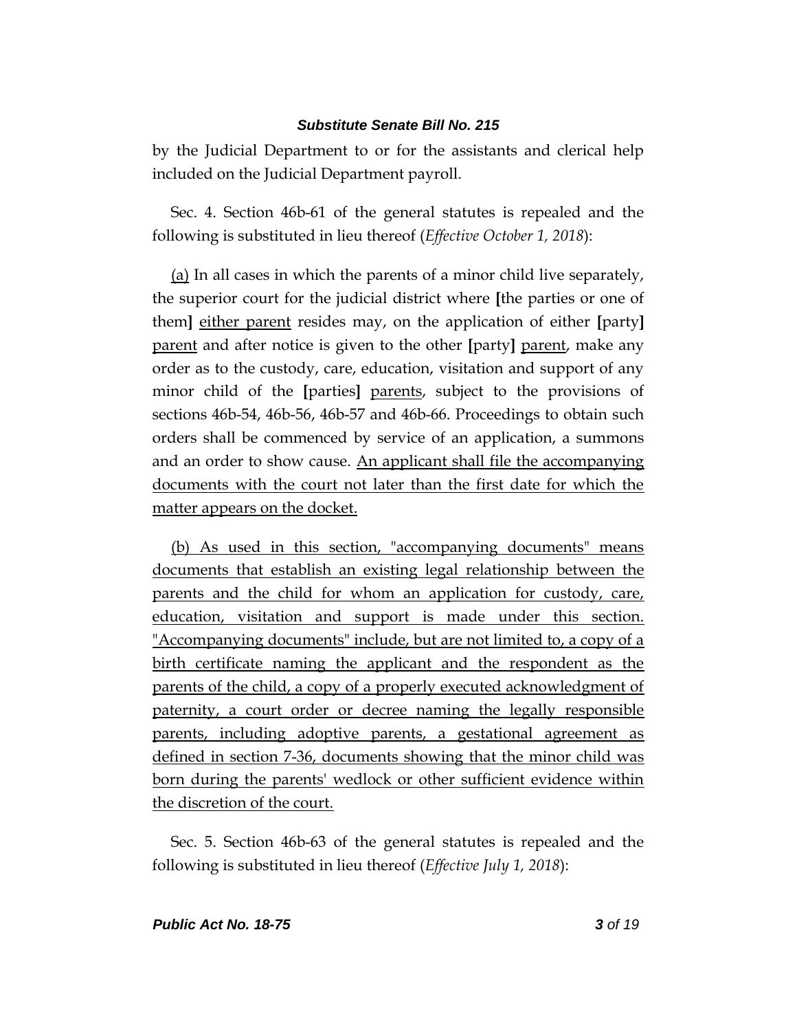by the Judicial Department to or for the assistants and clerical help included on the Judicial Department payroll.

Sec. 4. Section 46b-61 of the general statutes is repealed and the following is substituted in lieu thereof (*Effective October 1, 2018*):

(a) In all cases in which the parents of a minor child live separately, the superior court for the judicial district where **[**the parties or one of them**]** either parent resides may, on the application of either **[**party**]** parent and after notice is given to the other **[**party**]** parent, make any order as to the custody, care, education, visitation and support of any minor child of the **[**parties**]** parents, subject to the provisions of sections 46b-54, 46b-56, 46b-57 and 46b-66. Proceedings to obtain such orders shall be commenced by service of an application, a summons and an order to show cause. An applicant shall file the accompanying documents with the court not later than the first date for which the matter appears on the docket.

(b) As used in this section, "accompanying documents" means documents that establish an existing legal relationship between the parents and the child for whom an application for custody, care, education, visitation and support is made under this section. "Accompanying documents" include, but are not limited to, a copy of a birth certificate naming the applicant and the respondent as the parents of the child, a copy of a properly executed acknowledgment of paternity, a court order or decree naming the legally responsible parents, including adoptive parents, a gestational agreement as defined in section 7-36, documents showing that the minor child was born during the parents' wedlock or other sufficient evidence within the discretion of the court.

Sec. 5. Section 46b-63 of the general statutes is repealed and the following is substituted in lieu thereof (*Effective July 1, 2018*):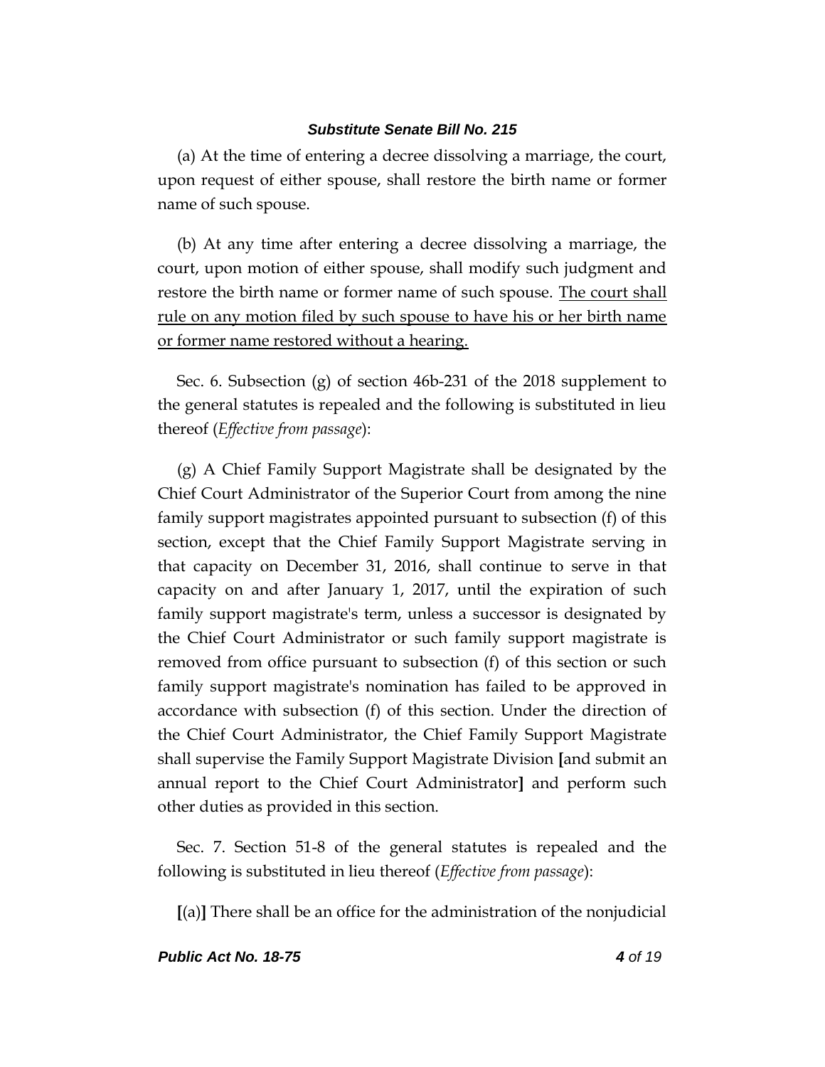(a) At the time of entering a decree dissolving a marriage, the court, upon request of either spouse, shall restore the birth name or former name of such spouse.

(b) At any time after entering a decree dissolving a marriage, the court, upon motion of either spouse, shall modify such judgment and restore the birth name or former name of such spouse. <u>The court shall rule on any motion filed by such spouse to have his or her birth name or former name restored without a hearing.</u>

Sec. 6. Subsection (g) of section 46b-231 of the 2018 supplement to the general statutes is repealed and the following is substituted in lieu thereof (*Effective from passage*):

(g) A Chief Family Support Magistrate shall be designated by the Chief Court Administrator of the Superior Court from among the nine family support magistrates appointed pursuant to subsection (f) of this section, except that the Chief Family Support Magistrate serving in that capacity on December 31, 2016, shall continue to serve in that capacity on and after January 1, 2017, until the expiration of such family support magistrate's term, unless a successor is designated by the Chief Court Administrator or such family support magistrate is removed from office pursuant to subsection (f) of this section or such family support magistrate's nomination has failed to be approved in accordance with subsection (f) of this section. Under the direction of the Chief Court Administrator, the Chief Family Support Magistrate shall supervise the Family Support Magistrate Division **[**and submit an annual report to the Chief Court Administrator**]** and perform such other duties as provided in this section.

Sec. 7. Section 51-8 of the general statutes is repealed and the following is substituted in lieu thereof (*Effective from passage*):

**[**(a)**]** There shall be an office for the administration of the nonjudicial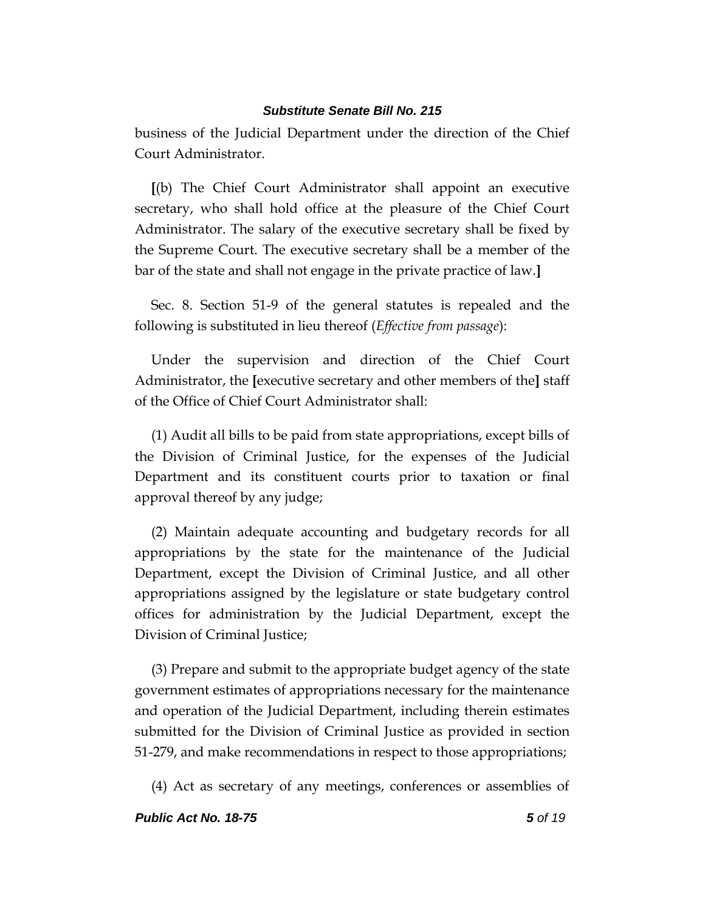business of the Judicial Department under the direction of the Chief Court Administrator.

[(b) The Chief Court Administrator shall appoint an executive secretary, who shall hold office at the pleasure of the Chief Court Administrator. The salary of the executive secretary shall be fixed by the Supreme Court. The executive secretary shall be a member of the bar of the state and shall not engage in the private practice of law.]

Sec. 8. Section 51-9 of the general statutes is repealed and the following is substituted in lieu thereof (*Effective from passage*):

Under the supervision and direction of the Chief Court Administrator, the [executive secretary and other members of the] staff of the Office of Chief Court Administrator shall:

(1) Audit all bills to be paid from state appropriations, except bills of the Division of Criminal Justice, for the expenses of the Judicial Department and its constituent courts prior to taxation or final approval thereof by any judge;

(2) Maintain adequate accounting and budgetary records for all appropriations by the state for the maintenance of the Judicial Department, except the Division of Criminal Justice, and all other appropriations assigned by the legislature or state budgetary control offices for administration by the Judicial Department, except the Division of Criminal Justice;

(3) Prepare and submit to the appropriate budget agency of the state government estimates of appropriations necessary for the maintenance and operation of the Judicial Department, including therein estimates submitted for the Division of Criminal Justice as provided in section 51-279, and make recommendations in respect to those appropriations;

(4) Act as secretary of any meetings, conferences or assemblies of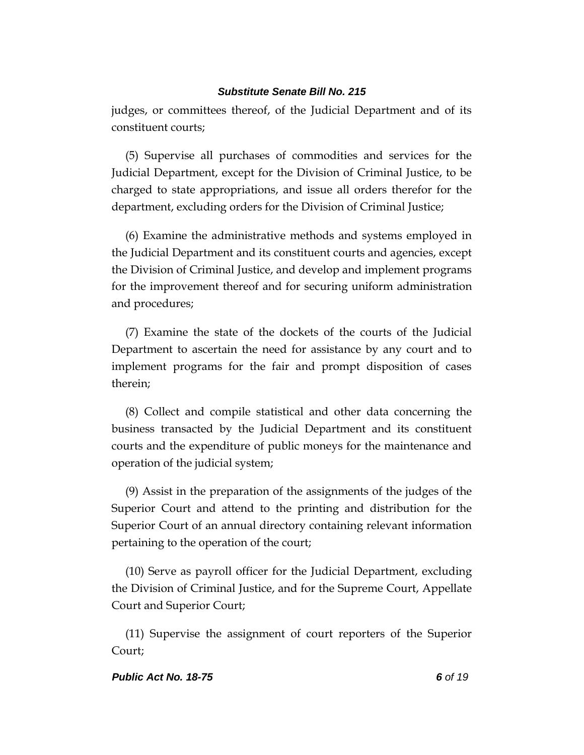judges, or committees thereof, of the Judicial Department and of its constituent courts;

(5) Supervise all purchases of commodities and services for the Judicial Department, except for the Division of Criminal Justice, to be charged to state appropriations, and issue all orders therefor for the department, excluding orders for the Division of Criminal Justice;

(6) Examine the administrative methods and systems employed in the Judicial Department and its constituent courts and agencies, except the Division of Criminal Justice, and develop and implement programs for the improvement thereof and for securing uniform administration and procedures;

(7) Examine the state of the dockets of the courts of the Judicial Department to ascertain the need for assistance by any court and to implement programs for the fair and prompt disposition of cases therein;

(8) Collect and compile statistical and other data concerning the business transacted by the Judicial Department and its constituent courts and the expenditure of public moneys for the maintenance and operation of the judicial system;

(9) Assist in the preparation of the assignments of the judges of the Superior Court and attend to the printing and distribution for the Superior Court of an annual directory containing relevant information pertaining to the operation of the court;

(10) Serve as payroll officer for the Judicial Department, excluding the Division of Criminal Justice, and for the Supreme Court, Appellate Court and Superior Court;

(11) Supervise the assignment of court reporters of the Superior Court;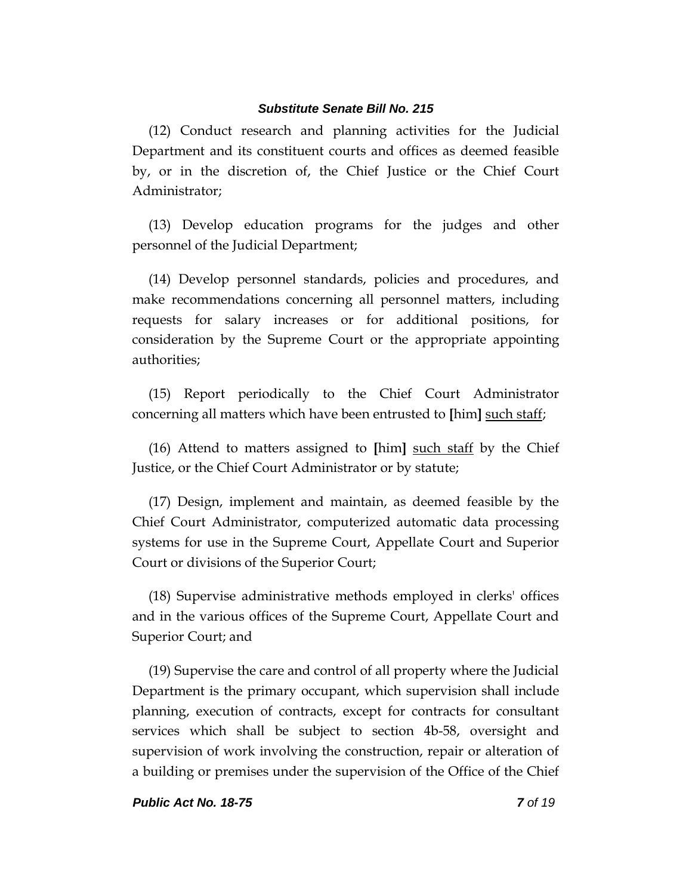(12) Conduct research and planning activities for the Judicial Department and its constituent courts and offices as deemed feasible by, or in the discretion of, the Chief Justice or the Chief Court Administrator;

(13) Develop education programs for the judges and other personnel of the Judicial Department;

(14) Develop personnel standards, policies and procedures, and make recommendations concerning all personnel matters, including requests for salary increases or for additional positions, for consideration by the Supreme Court or the appropriate appointing authorities;

(15) Report periodically to the Chief Court Administrator concerning all matters which have been entrusted to **[**him**]** <u>such staff</u>;

(16) Attend to matters assigned to **[**him**]** <u>such staff</u> by the Chief Justice, or the Chief Court Administrator or by statute;

(17) Design, implement and maintain, as deemed feasible by the Chief Court Administrator, computerized automatic data processing systems for use in the Supreme Court, Appellate Court and Superior Court or divisions of the Superior Court;

(18) Supervise administrative methods employed in clerks' offices and in the various offices of the Supreme Court, Appellate Court and Superior Court; and

(19) Supervise the care and control of all property where the Judicial Department is the primary occupant, which supervision shall include planning, execution of contracts, except for contracts for consultant services which shall be subject to section 4b-58, oversight and supervision of work involving the construction, repair or alteration of a building or premises under the supervision of the Office of the Chief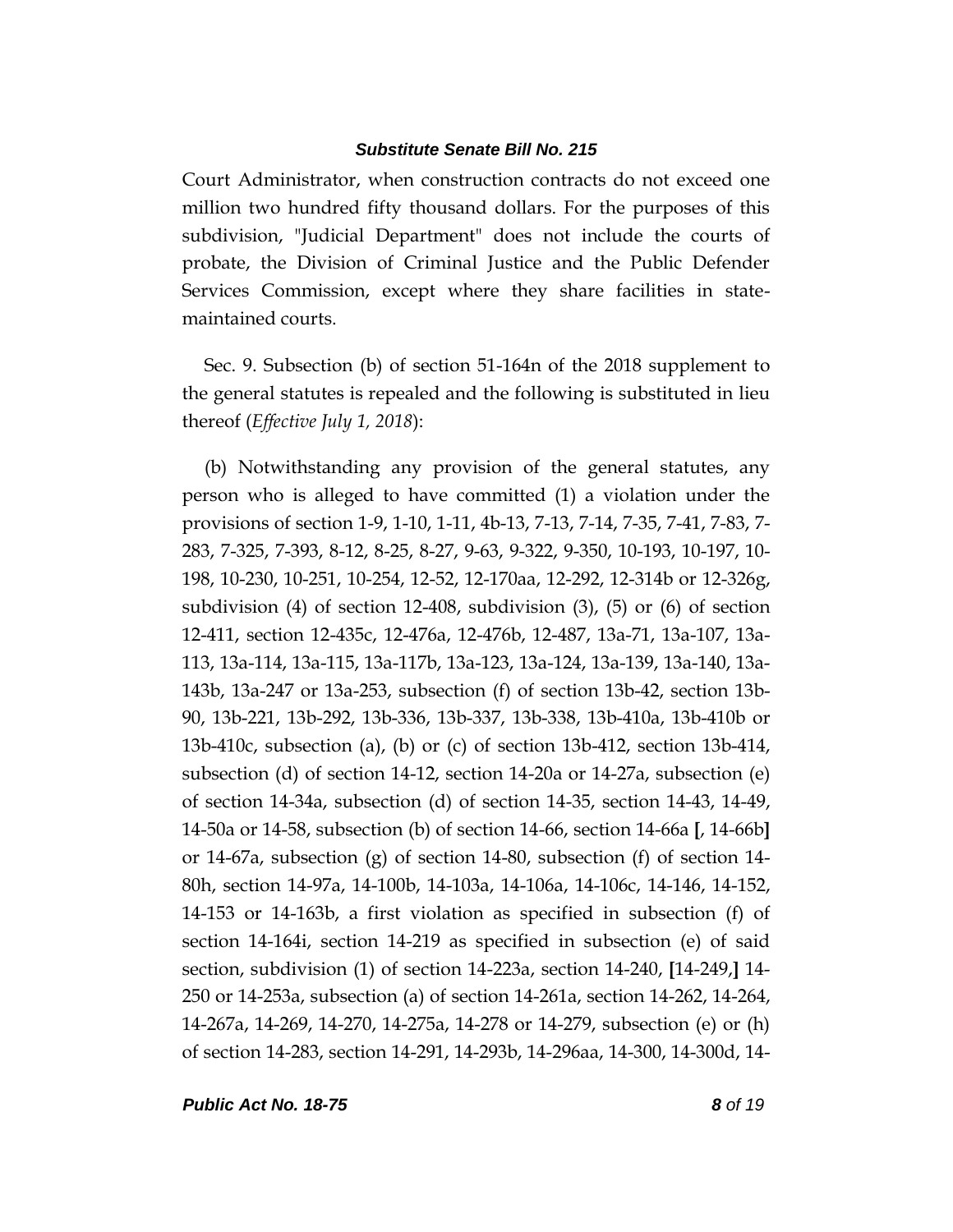Court Administrator, when construction contracts do not exceed one million two hundred fifty thousand dollars. For the purposes of this subdivision, "Judicial Department" does not include the courts of probate, the Division of Criminal Justice and the Public Defender Services Commission, except where they share facilities in state-maintained courts.

Sec. 9. Subsection (b) of section 51-164n of the 2018 supplement to the general statutes is repealed and the following is substituted in lieu thereof (*Effective July 1, 2018*):

(b) Notwithstanding any provision of the general statutes, any person who is alleged to have committed (1) a violation under the provisions of section 1-9, 1-10, 1-11, 4b-13, 7-13, 7-14, 7-35, 7-41, 7-83, 7-283, 7-325, 7-393, 8-12, 8-25, 8-27, 9-63, 9-322, 9-350, 10-193, 10-197, 10-198, 10-230, 10-251, 10-254, 12-52, 12-170aa, 12-292, 12-314b or 12-326g, subdivision (4) of section 12-408, subdivision (3), (5) or (6) of section 12-411, section 12-435c, 12-476a, 12-476b, 12-487, 13a-71, 13a-107, 13a-113, 13a-114, 13a-115, 13a-117b, 13a-123, 13a-124, 13a-139, 13a-140, 13a-143b, 13a-247 or 13a-253, subsection (f) of section 13b-42, section 13b-90, 13b-221, 13b-292, 13b-336, 13b-337, 13b-338, 13b-410a, 13b-410b or 13b-410c, subsection (a), (b) or (c) of section 13b-412, section 13b-414, subsection (d) of section 14-12, section 14-20a or 14-27a, subsection (e) of section 14-34a, subsection (d) of section 14-35, section 14-43, 14-49, 14-50a or 14-58, subsection (b) of section 14-66, section 14-66a **[**, 14-66b**]** or 14-67a, subsection (g) of section 14-80, subsection (f) of section 14-80h, section 14-97a, 14-100b, 14-103a, 14-106a, 14-106c, 14-146, 14-152, 14-153 or 14-163b, a first violation as specified in subsection (f) of section 14-164i, section 14-219 as specified in subsection (e) of said section, subdivision (1) of section 14-223a, section 14-240, **[**14-249,**]** 14-250 or 14-253a, subsection (a) of section 14-261a, section 14-262, 14-264, 14-267a, 14-269, 14-270, 14-275a, 14-278 or 14-279, subsection (e) or (h) of section 14-283, section 14-291, 14-293b, 14-296aa, 14-300, 14-300d, 14-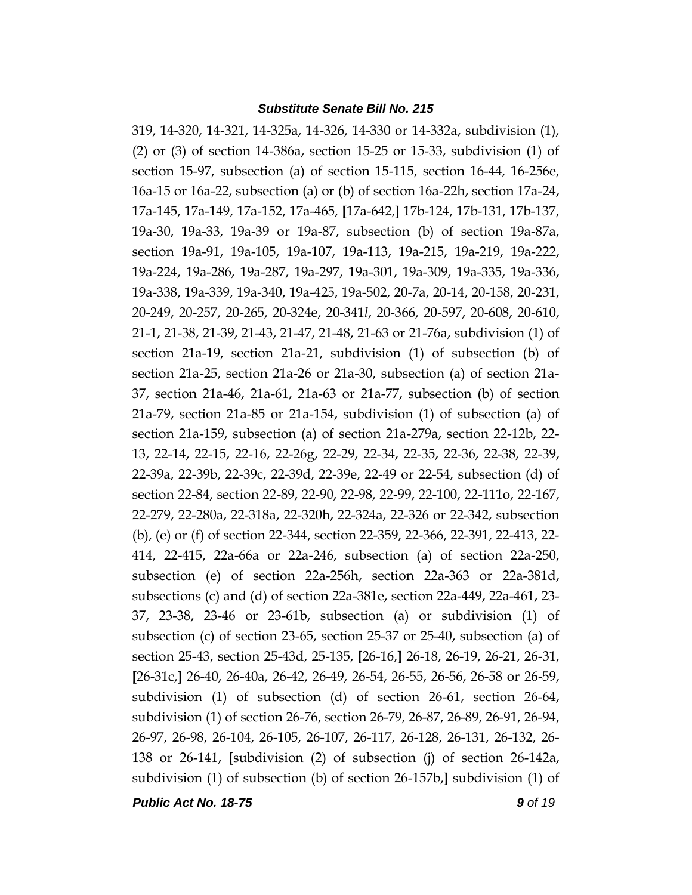319, 14-320, 14-321, 14-325a, 14-326, 14-330 or 14-332a, subdivision (1), (2) or (3) of section 14-386a, section 15-25 or 15-33, subdivision (1) of section 15-97, subsection (a) of section 15-115, section 16-44, 16-256e, 16a-15 or 16a-22, subsection (a) or (b) of section 16a-22h, section 17a-24, 17a-145, 17a-149, 17a-152, 17a-465, **[**17a-642,**]** 17b-124, 17b-131, 17b-137, 19a-30, 19a-33, 19a-39 or 19a-87, subsection (b) of section 19a-87a, section 19a-91, 19a-105, 19a-107, 19a-113, 19a-215, 19a-219, 19a-222, 19a-224, 19a-286, 19a-287, 19a-297, 19a-301, 19a-309, 19a-335, 19a-336, 19a-338, 19a-339, 19a-340, 19a-425, 19a-502, 20-7a, 20-14, 20-158, 20-231, 20-249, 20-257, 20-265, 20-324e, 20-341*l*, 20-366, 20-597, 20-608, 20-610, 21-1, 21-38, 21-39, 21-43, 21-47, 21-48, 21-63 or 21-76a, subdivision (1) of section 21a-19, section 21a-21, subdivision (1) of subsection (b) of section 21a-25, section 21a-26 or 21a-30, subsection (a) of section 21a-37, section 21a-46, 21a-61, 21a-63 or 21a-77, subsection (b) of section 21a-79, section 21a-85 or 21a-154, subdivision (1) of subsection (a) of section 21a-159, subsection (a) of section 21a-279a, section 22-12b, 22-13, 22-14, 22-15, 22-16, 22-26g, 22-29, 22-34, 22-35, 22-36, 22-38, 22-39, 22-39a, 22-39b, 22-39c, 22-39d, 22-39e, 22-49 or 22-54, subsection (d) of section 22-84, section 22-89, 22-90, 22-98, 22-99, 22-100, 22-111o, 22-167, 22-279, 22-280a, 22-318a, 22-320h, 22-324a, 22-326 or 22-342, subsection (b), (e) or (f) of section 22-344, section 22-359, 22-366, 22-391, 22-413, 22-414, 22-415, 22a-66a or 22a-246, subsection (a) of section 22a-250, subsection (e) of section 22a-256h, section 22a-363 or 22a-381d, subsections (c) and (d) of section 22a-381e, section 22a-449, 22a-461, 23-37, 23-38, 23-46 or 23-61b, subsection (a) or subdivision (1) of subsection (c) of section 23-65, section 25-37 or 25-40, subsection (a) of section 25-43, section 25-43d, 25-135, **[**26-16,**]** 26-18, 26-19, 26-21, 26-31, **[**26-31c,**]** 26-40, 26-40a, 26-42, 26-49, 26-54, 26-55, 26-56, 26-58 or 26-59, subdivision (1) of subsection (d) of section 26-61, section 26-64, subdivision (1) of section 26-76, section 26-79, 26-87, 26-89, 26-91, 26-94, 26-97, 26-98, 26-104, 26-105, 26-107, 26-117, 26-128, 26-131, 26-132, 26-138 or 26-141, **[**subdivision (2) of subsection (j) of section 26-142a, subdivision (1) of subsection (b) of section 26-157b,**]** subdivision (1) of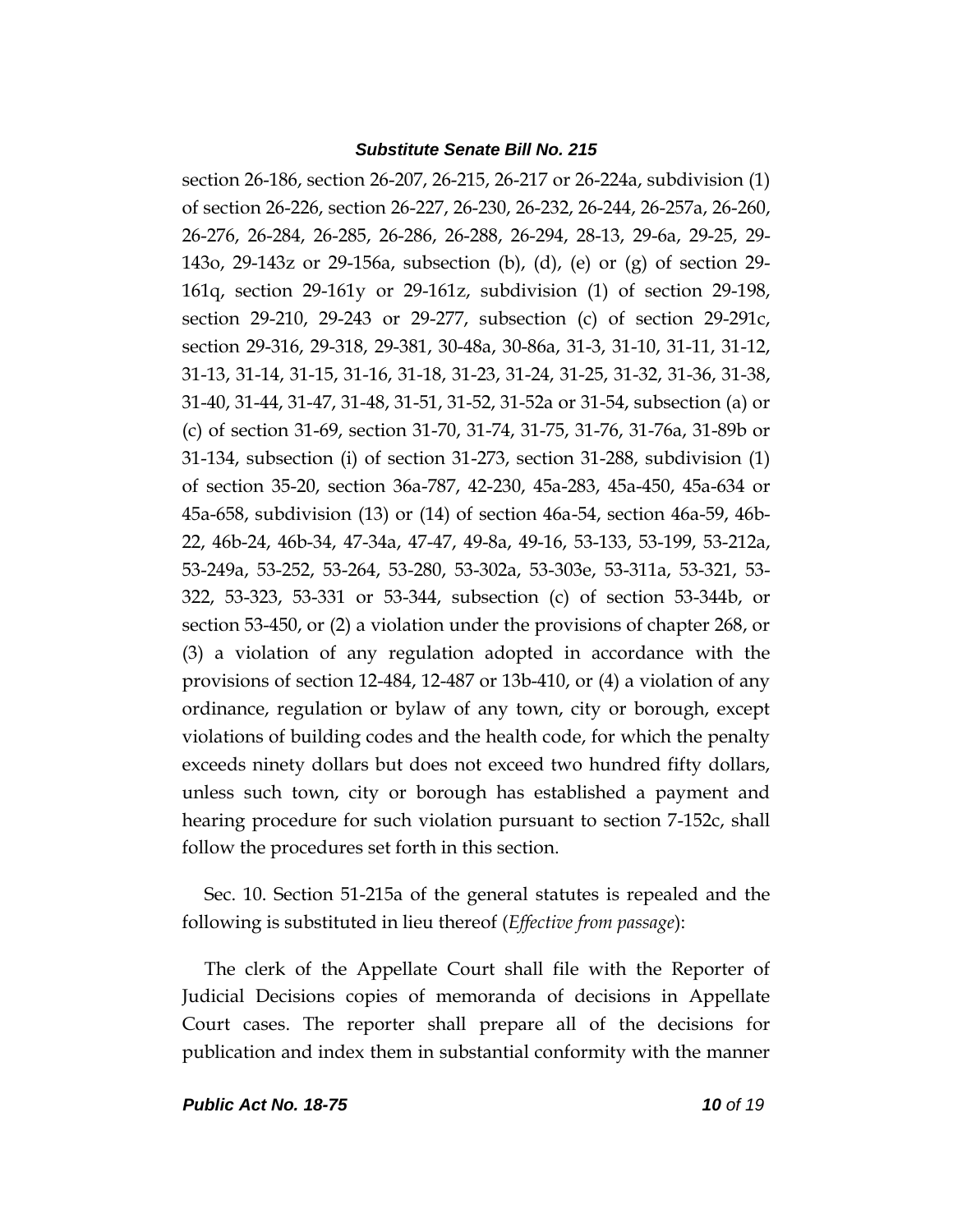section 26-186, section 26-207, 26-215, 26-217 or 26-224a, subdivision (1) of section 26-226, section 26-227, 26-230, 26-232, 26-244, 26-257a, 26-260, 26-276, 26-284, 26-285, 26-286, 26-288, 26-294, 28-13, 29-6a, 29-25, 29-143o, 29-143z or 29-156a, subsection (b), (d), (e) or (g) of section 29-161q, section 29-161y or 29-161z, subdivision (1) of section 29-198, section 29-210, 29-243 or 29-277, subsection (c) of section 29-291c, section 29-316, 29-318, 29-381, 30-48a, 30-86a, 31-3, 31-10, 31-11, 31-12, 31-13, 31-14, 31-15, 31-16, 31-18, 31-23, 31-24, 31-25, 31-32, 31-36, 31-38, 31-40, 31-44, 31-47, 31-48, 31-51, 31-52, 31-52a or 31-54, subsection (a) or (c) of section 31-69, section 31-70, 31-74, 31-75, 31-76, 31-76a, 31-89b or 31-134, subsection (i) of section 31-273, section 31-288, subdivision (1) of section 35-20, section 36a-787, 42-230, 45a-283, 45a-450, 45a-634 or 45a-658, subdivision (13) or (14) of section 46a-54, section 46a-59, 46b-22, 46b-24, 46b-34, 47-34a, 47-47, 49-8a, 49-16, 53-133, 53-199, 53-212a, 53-249a, 53-252, 53-264, 53-280, 53-302a, 53-303e, 53-311a, 53-321, 53-322, 53-323, 53-331 or 53-344, subsection (c) of section 53-344b, or section 53-450, or (2) a violation under the provisions of chapter 268, or (3) a violation of any regulation adopted in accordance with the provisions of section 12-484, 12-487 or 13b-410, or (4) a violation of any ordinance, regulation or bylaw of any town, city or borough, except violations of building codes and the health code, for which the penalty exceeds ninety dollars but does not exceed two hundred fifty dollars, unless such town, city or borough has established a payment and hearing procedure for such violation pursuant to section 7-152c, shall follow the procedures set forth in this section.

Sec. 10. Section 51-215a of the general statutes is repealed and the following is substituted in lieu thereof (*Effective from passage*):

The clerk of the Appellate Court shall file with the Reporter of Judicial Decisions copies of memoranda of decisions in Appellate Court cases. The reporter shall prepare all of the decisions for publication and index them in substantial conformity with the manner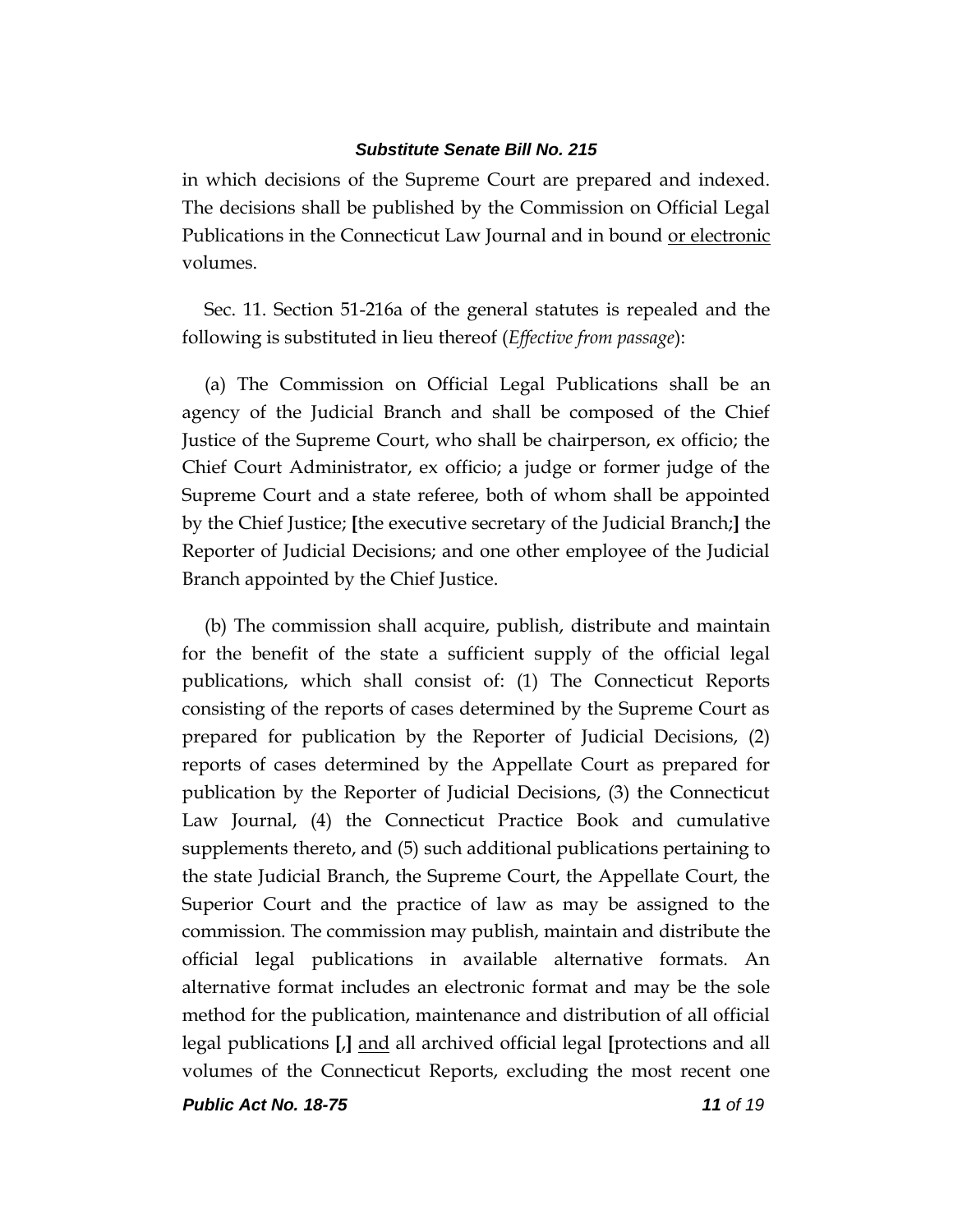in which decisions of the Supreme Court are prepared and indexed. The decisions shall be published by the Commission on Official Legal Publications in the Connecticut Law Journal and in bound <u>or electronic</u> volumes.

Sec. 11. Section 51-216a of the general statutes is repealed and the following is substituted in lieu thereof (*Effective from passage*):

(a) The Commission on Official Legal Publications shall be an agency of the Judicial Branch and shall be composed of the Chief Justice of the Supreme Court, who shall be chairperson, ex officio; the Chief Court Administrator, ex officio; a judge or former judge of the Supreme Court and a state referee, both of whom shall be appointed by the Chief Justice; **[**the executive secretary of the Judicial Branch;**]** the Reporter of Judicial Decisions; and one other employee of the Judicial Branch appointed by the Chief Justice.

(b) The commission shall acquire, publish, distribute and maintain for the benefit of the state a sufficient supply of the official legal publications, which shall consist of: (1) The Connecticut Reports consisting of the reports of cases determined by the Supreme Court as prepared for publication by the Reporter of Judicial Decisions, (2) reports of cases determined by the Appellate Court as prepared for publication by the Reporter of Judicial Decisions, (3) the Connecticut Law Journal, (4) the Connecticut Practice Book and cumulative supplements thereto, and (5) such additional publications pertaining to the state Judicial Branch, the Supreme Court, the Appellate Court, the Superior Court and the practice of law as may be assigned to the commission. The commission may publish, maintain and distribute the official legal publications in available alternative formats. An alternative format includes an electronic format and may be the sole method for the publication, maintenance and distribution of all official legal publications **[**,**]** <u>and</u> all archived official legal **[**protections and all volumes of the Connecticut Reports, excluding the most recent one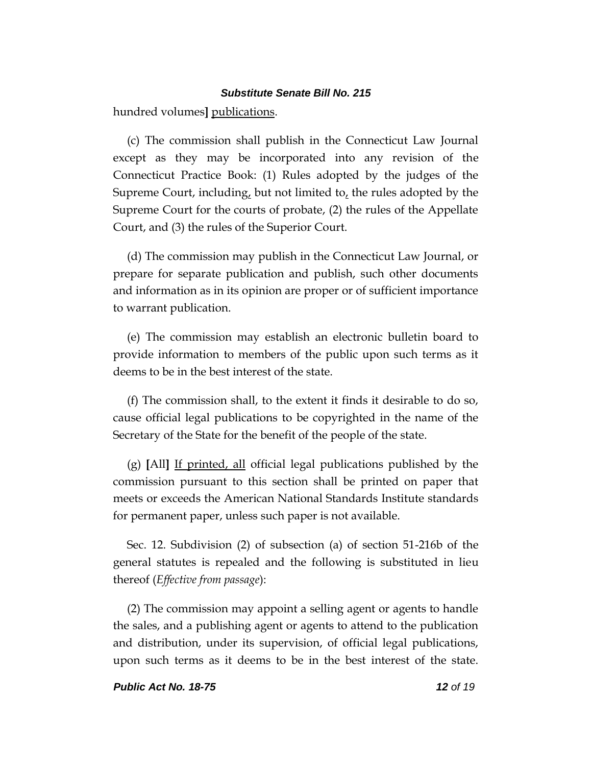hundred volumes] publications.

(c) The commission shall publish in the Connecticut Law Journal except as they may be incorporated into any revision of the Connecticut Practice Book: (1) Rules adopted by the judges of the Supreme Court, including, but not limited to, the rules adopted by the Supreme Court for the courts of probate, (2) the rules of the Appellate Court, and (3) the rules of the Superior Court.

(d) The commission may publish in the Connecticut Law Journal, or prepare for separate publication and publish, such other documents and information as in its opinion are proper or of sufficient importance to warrant publication.

(e) The commission may establish an electronic bulletin board to provide information to members of the public upon such terms as it deems to be in the best interest of the state.

(f) The commission shall, to the extent it finds it desirable to do so, cause official legal publications to be copyrighted in the name of the Secretary of the State for the benefit of the people of the state.

(g) [All] If printed, all official legal publications published by the commission pursuant to this section shall be printed on paper that meets or exceeds the American National Standards Institute standards for permanent paper, unless such paper is not available.

Sec. 12. Subdivision (2) of subsection (a) of section 51-216b of the general statutes is repealed and the following is substituted in lieu thereof (*Effective from passage*):

(2) The commission may appoint a selling agent or agents to handle the sales, and a publishing agent or agents to attend to the publication and distribution, under its supervision, of official legal publications, upon such terms as it deems to be in the best interest of the state.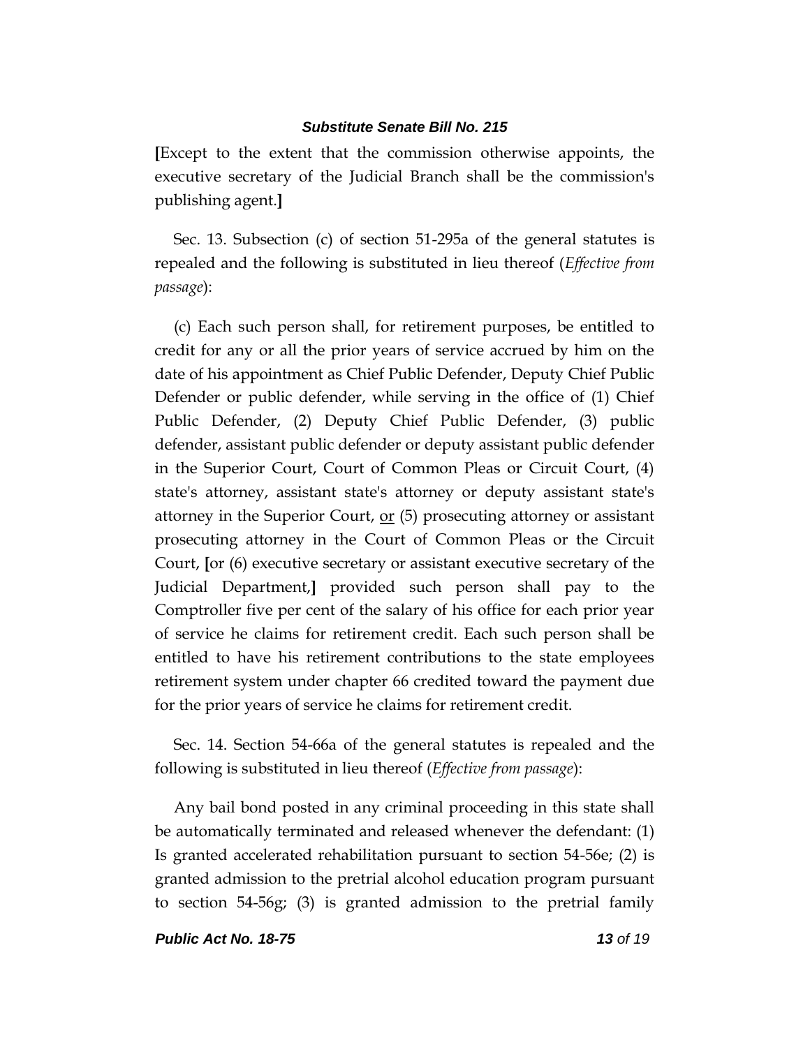[Except to the extent that the commission otherwise appoints, the executive secretary of the Judicial Branch shall be the commission's publishing agent.]

Sec. 13. Subsection (c) of section 51-295a of the general statutes is repealed and the following is substituted in lieu thereof (*Effective from passage*):

(c) Each such person shall, for retirement purposes, be entitled to credit for any or all the prior years of service accrued by him on the date of his appointment as Chief Public Defender, Deputy Chief Public Defender or public defender, while serving in the office of (1) Chief Public Defender, (2) Deputy Chief Public Defender, (3) public defender, assistant public defender or deputy assistant public defender in the Superior Court, Court of Common Pleas or Circuit Court, (4) state's attorney, assistant state's attorney or deputy assistant state's attorney in the Superior Court, <u>or</u> (5) prosecuting attorney or assistant prosecuting attorney in the Court of Common Pleas or the Circuit Court, [or (6) executive secretary or assistant executive secretary of the Judicial Department,] provided such person shall pay to the Comptroller five per cent of the salary of his office for each prior year of service he claims for retirement credit. Each such person shall be entitled to have his retirement contributions to the state employees retirement system under chapter 66 credited toward the payment due for the prior years of service he claims for retirement credit.

Sec. 14. Section 54-66a of the general statutes is repealed and the following is substituted in lieu thereof (*Effective from passage*):

Any bail bond posted in any criminal proceeding in this state shall be automatically terminated and released whenever the defendant: (1) Is granted accelerated rehabilitation pursuant to section 54-56e; (2) is granted admission to the pretrial alcohol education program pursuant to section 54-56g; (3) is granted admission to the pretrial family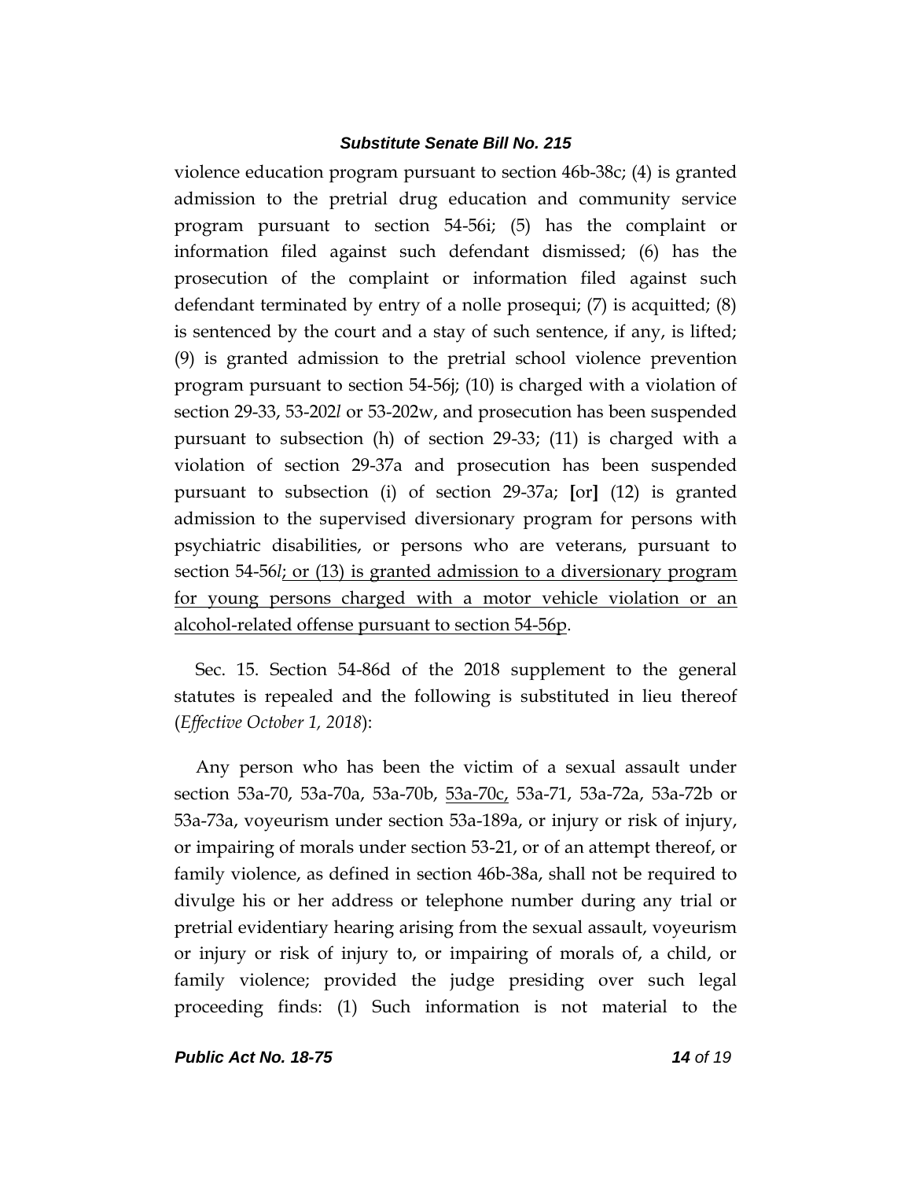violence education program pursuant to section 46b-38c; (4) is granted admission to the pretrial drug education and community service program pursuant to section 54-56i; (5) has the complaint or information filed against such defendant dismissed; (6) has the prosecution of the complaint or information filed against such defendant terminated by entry of a nolle prosequi; (7) is acquitted; (8) is sentenced by the court and a stay of such sentence, if any, is lifted; (9) is granted admission to the pretrial school violence prevention program pursuant to section 54-56j; (10) is charged with a violation of section 29-33, 53-202*l* or 53-202w, and prosecution has been suspended pursuant to subsection (h) of section 29-33; (11) is charged with a violation of section 29-37a and prosecution has been suspended pursuant to subsection (i) of section 29-37a; **[**or**]** (12) is granted admission to the supervised diversionary program for persons with psychiatric disabilities, or persons who are veterans, pursuant to section 54-56*l*<u>; or (13) is granted admission to a diversionary program for young persons charged with a motor vehicle violation or an alcohol-related offense pursuant to section 54-56p</u>.

Sec. 15. Section 54-86d of the 2018 supplement to the general statutes is repealed and the following is substituted in lieu thereof (*Effective October 1, 2018*):

Any person who has been the victim of a sexual assault under section 53a-70, 53a-70a, 53a-70b, <u>53a-70c,</u> 53a-71, 53a-72a, 53a-72b or 53a-73a, voyeurism under section 53a-189a, or injury or risk of injury, or impairing of morals under section 53-21, or of an attempt thereof, or family violence, as defined in section 46b-38a, shall not be required to divulge his or her address or telephone number during any trial or pretrial evidentiary hearing arising from the sexual assault, voyeurism or injury or risk of injury to, or impairing of morals of, a child, or family violence; provided the judge presiding over such legal proceeding finds: (1) Such information is not material to the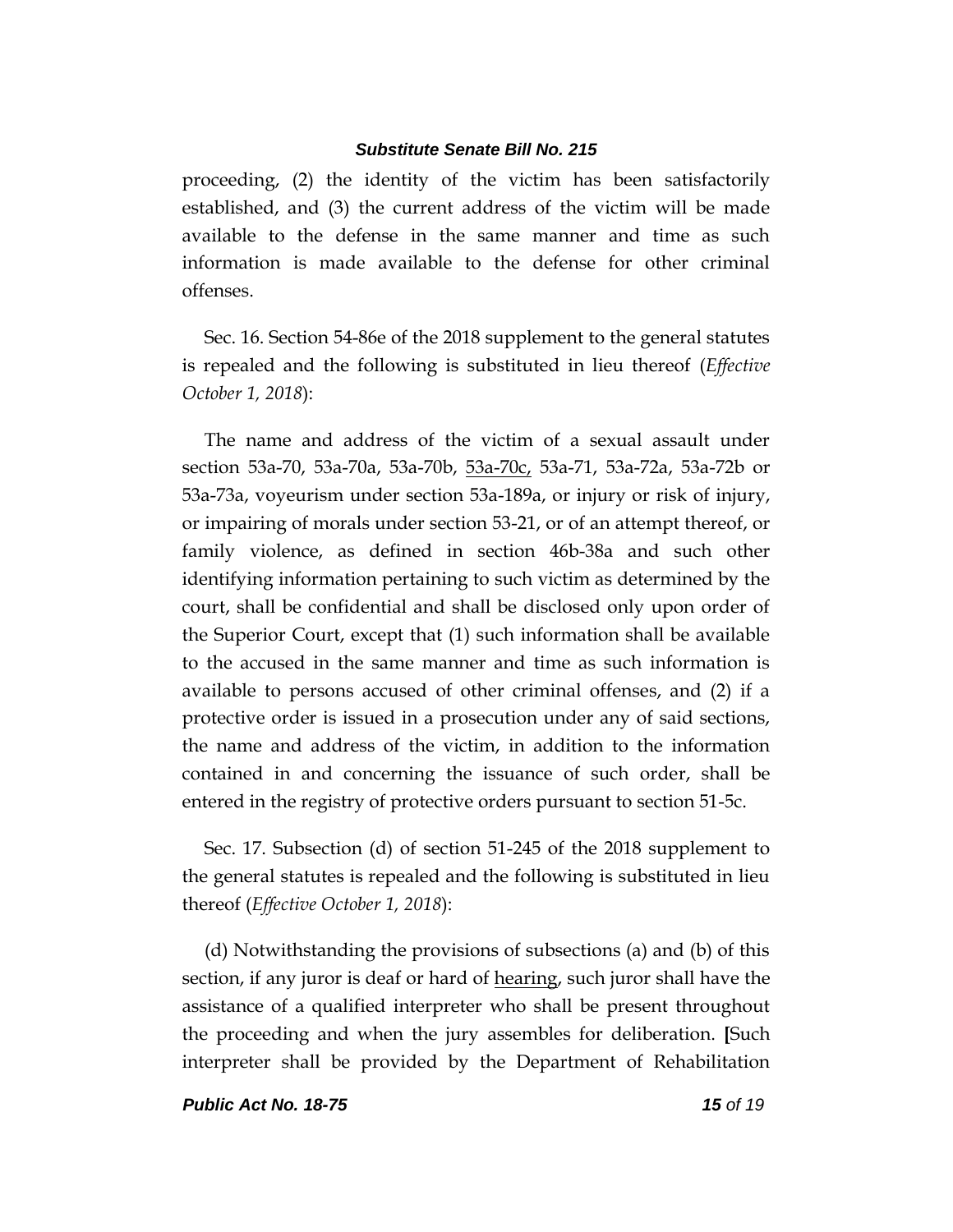proceeding, (2) the identity of the victim has been satisfactorily established, and (3) the current address of the victim will be made available to the defense in the same manner and time as such information is made available to the defense for other criminal offenses.

Sec. 16. Section 54-86e of the 2018 supplement to the general statutes is repealed and the following is substituted in lieu thereof (*Effective October 1, 2018*):

The name and address of the victim of a sexual assault under section 53a-70, 53a-70a, 53a-70b, <u>53a-70c,</u> 53a-71, 53a-72a, 53a-72b or 53a-73a, voyeurism under section 53a-189a, or injury or risk of injury, or impairing of morals under section 53-21, or of an attempt thereof, or family violence, as defined in section 46b-38a and such other identifying information pertaining to such victim as determined by the court, shall be confidential and shall be disclosed only upon order of the Superior Court, except that (1) such information shall be available to the accused in the same manner and time as such information is available to persons accused of other criminal offenses, and (2) if a protective order is issued in a prosecution under any of said sections, the name and address of the victim, in addition to the information contained in and concerning the issuance of such order, shall be entered in the registry of protective orders pursuant to section 51-5c.

Sec. 17. Subsection (d) of section 51-245 of the 2018 supplement to the general statutes is repealed and the following is substituted in lieu thereof (*Effective October 1, 2018*):

(d) Notwithstanding the provisions of subsections (a) and (b) of this section, if any juror is deaf or hard of <u>hearing</u>, such juror shall have the assistance of a qualified interpreter who shall be present throughout the proceeding and when the jury assembles for deliberation. **[**Such interpreter shall be provided by the Department of Rehabilitation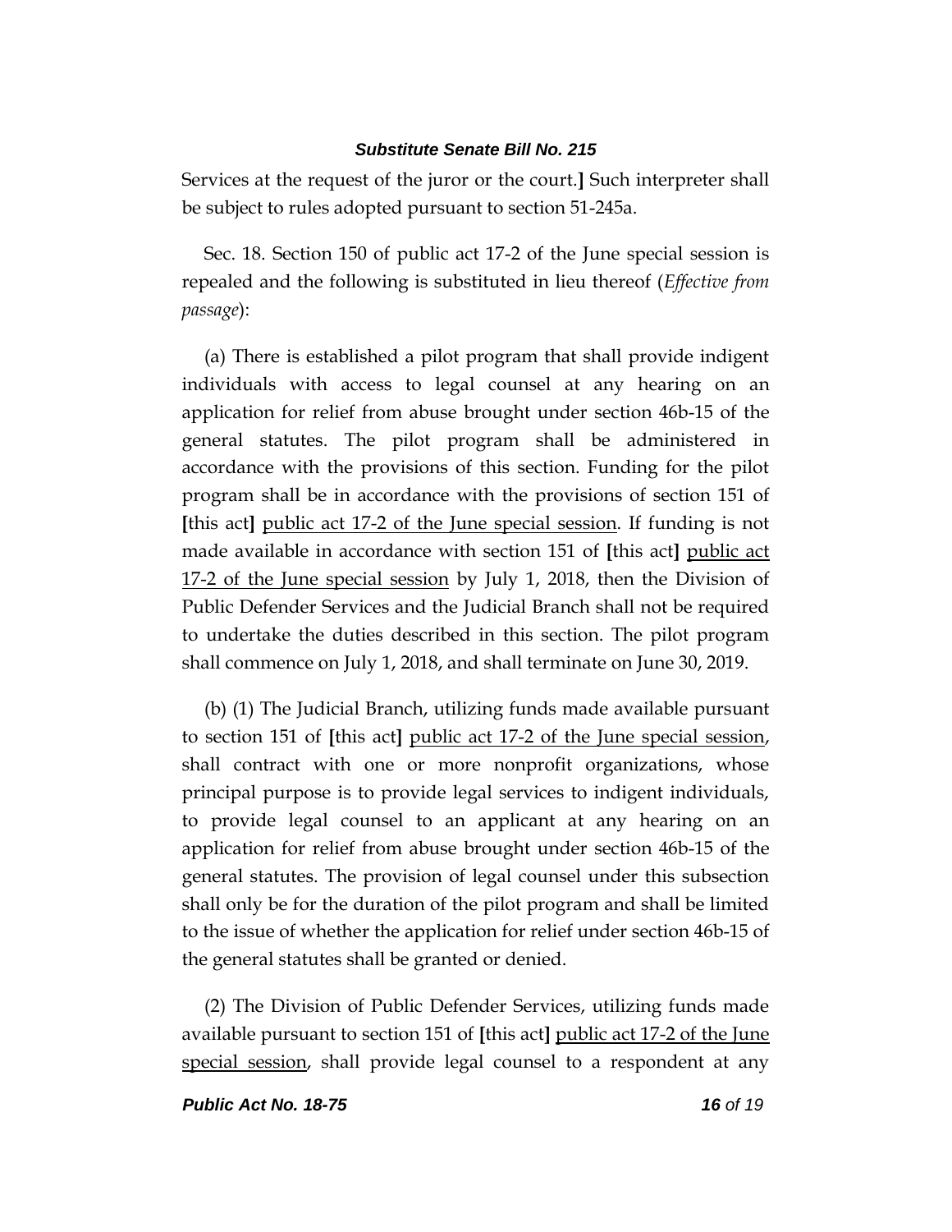Services at the request of the juror or the court.] Such interpreter shall be subject to rules adopted pursuant to section 51-245a.

Sec. 18. Section 150 of public act 17-2 of the June special session is repealed and the following is substituted in lieu thereof (*Effective from passage*):

(a) There is established a pilot program that shall provide indigent individuals with access to legal counsel at any hearing on an application for relief from abuse brought under section 46b-15 of the general statutes. The pilot program shall be administered in accordance with the provisions of this section. Funding for the pilot program shall be in accordance with the provisions of section 151 of **[**this act**]** <u>public act 17-2 of the June special session</u>. If funding is not made available in accordance with section 151 of **[**this act**]** <u>public act 17-2 of the June special session</u> by July 1, 2018, then the Division of Public Defender Services and the Judicial Branch shall not be required to undertake the duties described in this section. The pilot program shall commence on July 1, 2018, and shall terminate on June 30, 2019.

(b) (1) The Judicial Branch, utilizing funds made available pursuant to section 151 of **[**this act**]** <u>public act 17-2 of the June special session</u>, shall contract with one or more nonprofit organizations, whose principal purpose is to provide legal services to indigent individuals, to provide legal counsel to an applicant at any hearing on an application for relief from abuse brought under section 46b-15 of the general statutes. The provision of legal counsel under this subsection shall only be for the duration of the pilot program and shall be limited to the issue of whether the application for relief under section 46b-15 of the general statutes shall be granted or denied.

(2) The Division of Public Defender Services, utilizing funds made available pursuant to section 151 of **[**this act**]** <u>public act 17-2 of the June special session</u>, shall provide legal counsel to a respondent at any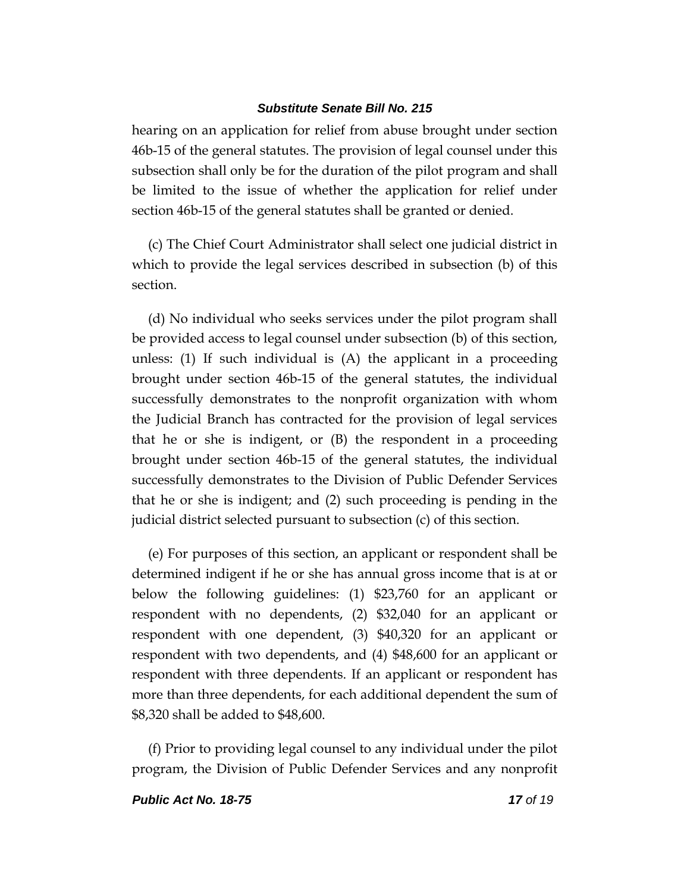hearing on an application for relief from abuse brought under section 46b-15 of the general statutes. The provision of legal counsel under this subsection shall only be for the duration of the pilot program and shall be limited to the issue of whether the application for relief under section 46b-15 of the general statutes shall be granted or denied.

(c) The Chief Court Administrator shall select one judicial district in which to provide the legal services described in subsection (b) of this section.

(d) No individual who seeks services under the pilot program shall be provided access to legal counsel under subsection (b) of this section, unless: (1) If such individual is (A) the applicant in a proceeding brought under section 46b-15 of the general statutes, the individual successfully demonstrates to the nonprofit organization with whom the Judicial Branch has contracted for the provision of legal services that he or she is indigent, or (B) the respondent in a proceeding brought under section 46b-15 of the general statutes, the individual successfully demonstrates to the Division of Public Defender Services that he or she is indigent; and (2) such proceeding is pending in the judicial district selected pursuant to subsection (c) of this section.

(e) For purposes of this section, an applicant or respondent shall be determined indigent if he or she has annual gross income that is at or below the following guidelines: (1) $23,760 for an applicant or respondent with no dependents, (2) $32,040 for an applicant or respondent with one dependent, (3) $40,320 for an applicant or respondent with two dependents, and (4) $48,600 for an applicant or respondent with three dependents. If an applicant or respondent has more than three dependents, for each additional dependent the sum of $8,320 shall be added to $48,600.

(f) Prior to providing legal counsel to any individual under the pilot program, the Division of Public Defender Services and any nonprofit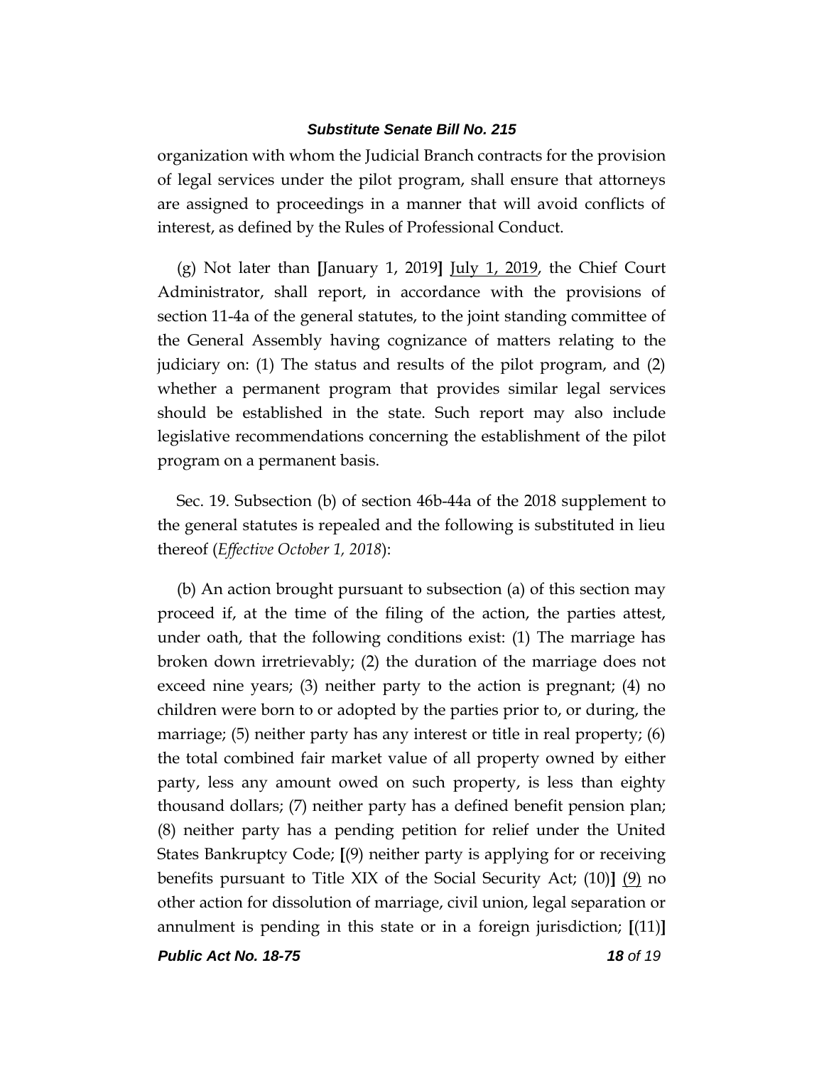organization with whom the Judicial Branch contracts for the provision of legal services under the pilot program, shall ensure that attorneys are assigned to proceedings in a manner that will avoid conflicts of interest, as defined by the Rules of Professional Conduct.

(g) Not later than **[**January 1, 2019**]** <u>July 1, 2019</u>, the Chief Court Administrator, shall report, in accordance with the provisions of section 11-4a of the general statutes, to the joint standing committee of the General Assembly having cognizance of matters relating to the judiciary on: (1) The status and results of the pilot program, and (2) whether a permanent program that provides similar legal services should be established in the state. Such report may also include legislative recommendations concerning the establishment of the pilot program on a permanent basis.

Sec. 19. Subsection (b) of section 46b-44a of the 2018 supplement to the general statutes is repealed and the following is substituted in lieu thereof (*Effective October 1, 2018*):

(b) An action brought pursuant to subsection (a) of this section may proceed if, at the time of the filing of the action, the parties attest, under oath, that the following conditions exist: (1) The marriage has broken down irretrievably; (2) the duration of the marriage does not exceed nine years; (3) neither party to the action is pregnant; (4) no children were born to or adopted by the parties prior to, or during, the marriage; (5) neither party has any interest or title in real property; (6) the total combined fair market value of all property owned by either party, less any amount owed on such property, is less than eighty thousand dollars; (7) neither party has a defined benefit pension plan; (8) neither party has a pending petition for relief under the United States Bankruptcy Code; **[**(9) neither party is applying for or receiving benefits pursuant to Title XIX of the Social Security Act; (10)**]** <u>(9)</u> no other action for dissolution of marriage, civil union, legal separation or annulment is pending in this state or in a foreign jurisdiction; **[**(11)**]**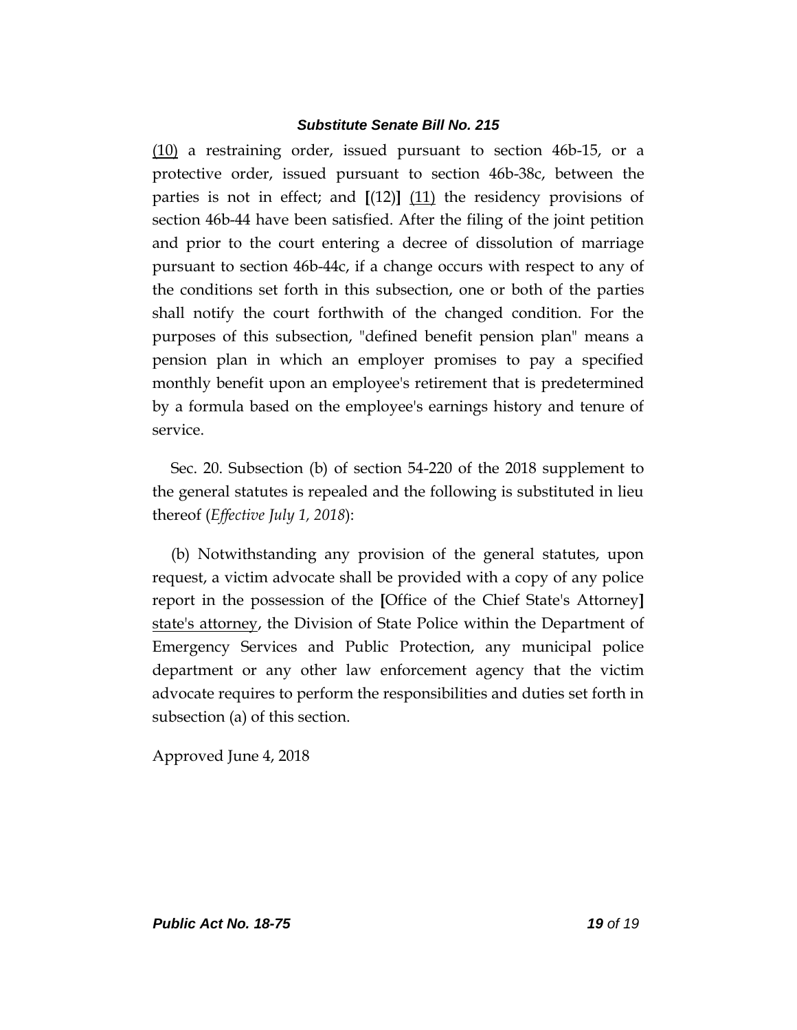(10) a restraining order, issued pursuant to section 46b-15, or a protective order, issued pursuant to section 46b-38c, between the parties is not in effect; and **[**(12)**]** (11) the residency provisions of section 46b-44 have been satisfied. After the filing of the joint petition and prior to the court entering a decree of dissolution of marriage pursuant to section 46b-44c, if a change occurs with respect to any of the conditions set forth in this subsection, one or both of the parties shall notify the court forthwith of the changed condition. For the purposes of this subsection, "defined benefit pension plan" means a pension plan in which an employer promises to pay a specified monthly benefit upon an employee's retirement that is predetermined by a formula based on the employee's earnings history and tenure of service.

Sec. 20. Subsection (b) of section 54-220 of the 2018 supplement to the general statutes is repealed and the following is substituted in lieu thereof (*Effective July 1, 2018*):

(b) Notwithstanding any provision of the general statutes, upon request, a victim advocate shall be provided with a copy of any police report in the possession of the **[**Office of the Chief State's Attorney**]** state's attorney, the Division of State Police within the Department of Emergency Services and Public Protection, any municipal police department or any other law enforcement agency that the victim advocate requires to perform the responsibilities and duties set forth in subsection (a) of this section.

Approved June 4, 2018